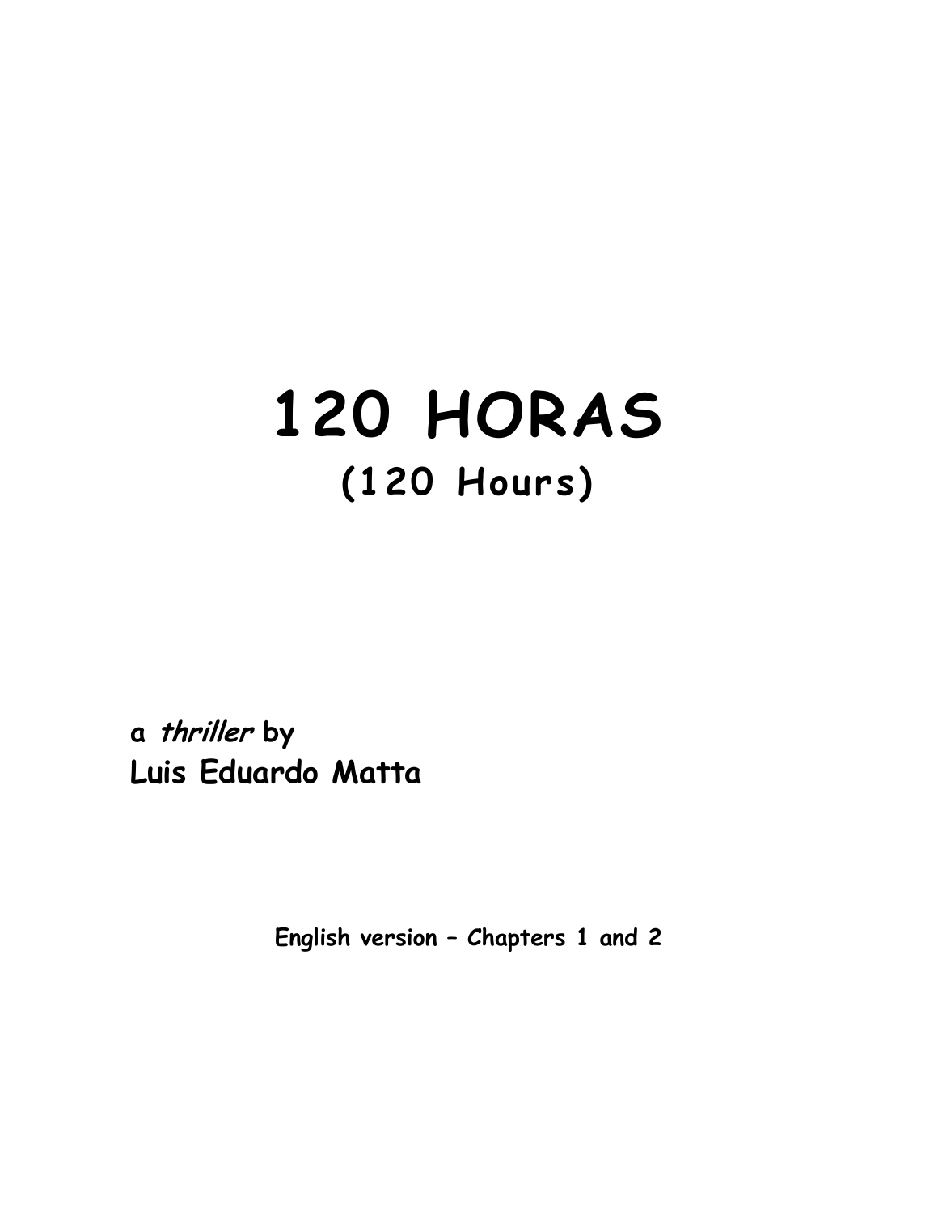# 120 HORAS

## (120 Hours)

**a *thriller* by**

**Luis Eduardo Matta**

**English version – Chapters 1 and 2**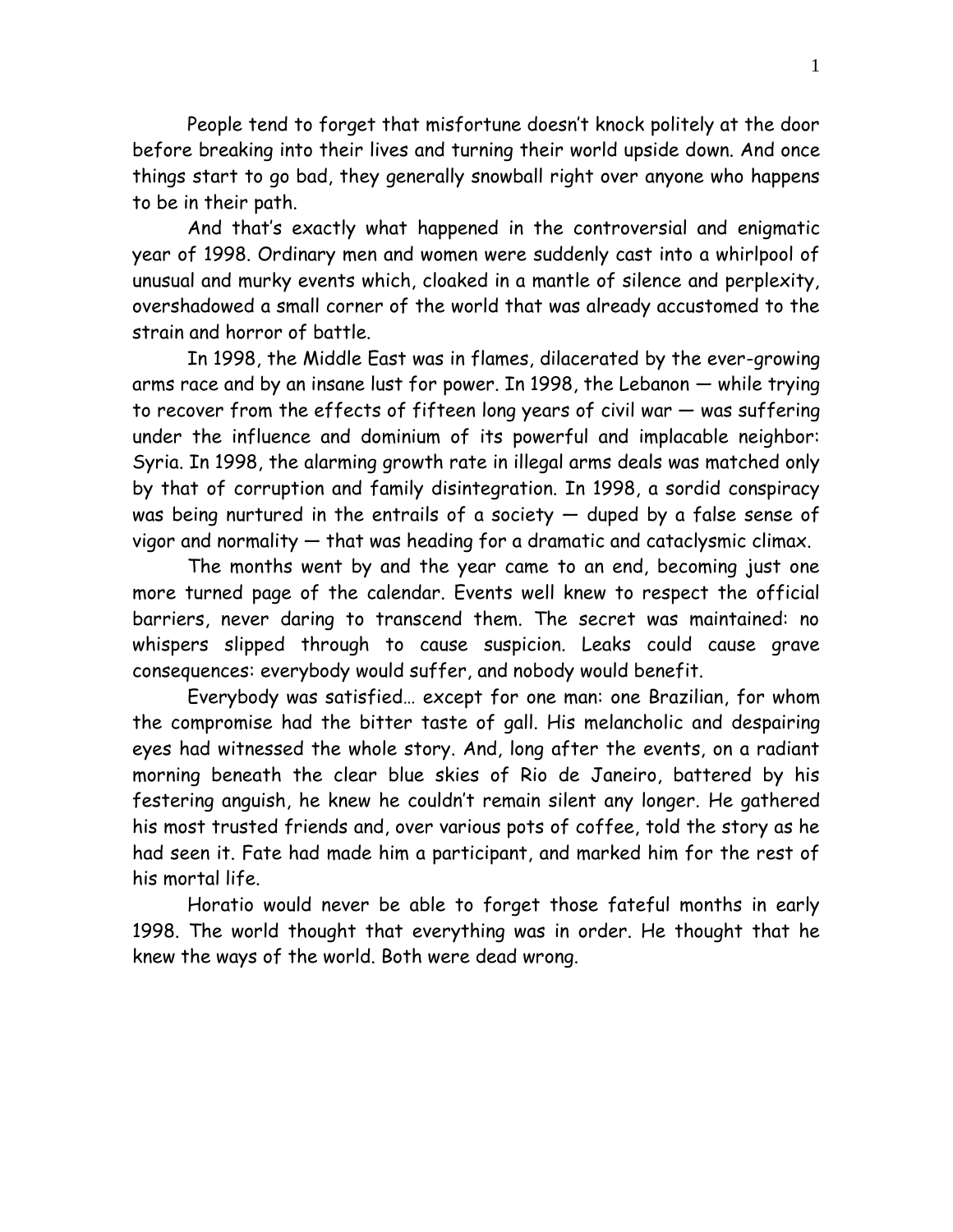People tend to forget that misfortune doesn't knock politely at the door before breaking into their lives and turning their world upside down. And once things start to go bad, they generally snowball right over anyone who happens to be in their path.

And that's exactly what happened in the controversial and enigmatic year of 1998. Ordinary men and women were suddenly cast into a whirlpool of unusual and murky events which, cloaked in a mantle of silence and perplexity, overshadowed a small corner of the world that was already accustomed to the strain and horror of battle.

In 1998, the Middle East was in flames, dilacerated by the ever-growing arms race and by an insane lust for power. In 1998, the Lebanon — while trying to recover from the effects of fifteen long years of civil war — was suffering under the influence and dominium of its powerful and implacable neighbor: Syria. In 1998, the alarming growth rate in illegal arms deals was matched only by that of corruption and family disintegration. In 1998, a sordid conspiracy was being nurtured in the entrails of a society — duped by a false sense of vigor and normality — that was heading for a dramatic and cataclysmic climax.

The months went by and the year came to an end, becoming just one more turned page of the calendar. Events well knew to respect the official barriers, never daring to transcend them. The secret was maintained: no whispers slipped through to cause suspicion. Leaks could cause grave consequences: everybody would suffer, and nobody would benefit.

Everybody was satisfied… except for one man: one Brazilian, for whom the compromise had the bitter taste of gall. His melancholic and despairing eyes had witnessed the whole story. And, long after the events, on a radiant morning beneath the clear blue skies of Rio de Janeiro, battered by his festering anguish, he knew he couldn't remain silent any longer. He gathered his most trusted friends and, over various pots of coffee, told the story as he had seen it. Fate had made him a participant, and marked him for the rest of his mortal life.

Horatio would never be able to forget those fateful months in early 1998. The world thought that everything was in order. He thought that he knew the ways of the world. Both were dead wrong.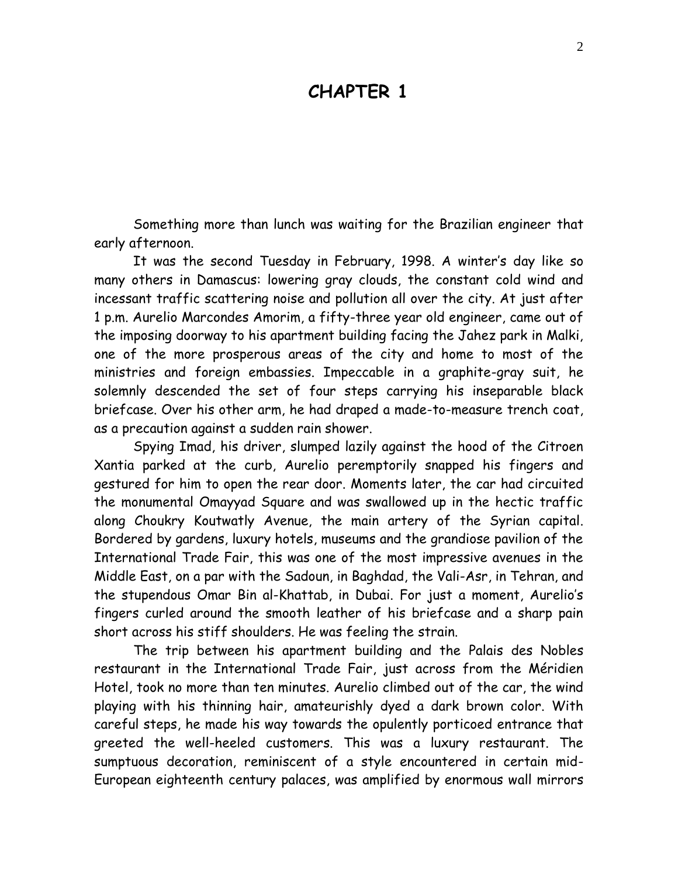# CHAPTER 1

Something more than lunch was waiting for the Brazilian engineer that early afternoon.

It was the second Tuesday in February, 1998. A winter's day like so many others in Damascus: lowering gray clouds, the constant cold wind and incessant traffic scattering noise and pollution all over the city. At just after 1 p.m. Aurelio Marcondes Amorim, a fifty-three year old engineer, came out of the imposing doorway to his apartment building facing the Jahez park in Malki, one of the more prosperous areas of the city and home to most of the ministries and foreign embassies. Impeccable in a graphite-gray suit, he solemnly descended the set of four steps carrying his inseparable black briefcase. Over his other arm, he had draped a made-to-measure trench coat, as a precaution against a sudden rain shower.

Spying Imad, his driver, slumped lazily against the hood of the Citroen Xantia parked at the curb, Aurelio peremptorily snapped his fingers and gestured for him to open the rear door. Moments later, the car had circuited the monumental Omayyad Square and was swallowed up in the hectic traffic along Choukry Koutwatly Avenue, the main artery of the Syrian capital. Bordered by gardens, luxury hotels, museums and the grandiose pavilion of the International Trade Fair, this was one of the most impressive avenues in the Middle East, on a par with the Sadoun, in Baghdad, the Vali-Asr, in Tehran, and the stupendous Omar Bin al-Khattab, in Dubai. For just a moment, Aurelio's fingers curled around the smooth leather of his briefcase and a sharp pain short across his stiff shoulders. He was feeling the strain.

The trip between his apartment building and the Palais des Nobles restaurant in the International Trade Fair, just across from the Méridien Hotel, took no more than ten minutes. Aurelio climbed out of the car, the wind playing with his thinning hair, amateurishly dyed a dark brown color. With careful steps, he made his way towards the opulently porticoed entrance that greeted the well-heeled customers. This was a luxury restaurant. The sumptuous decoration, reminiscent of a style encountered in certain mid-European eighteenth century palaces, was amplified by enormous wall mirrors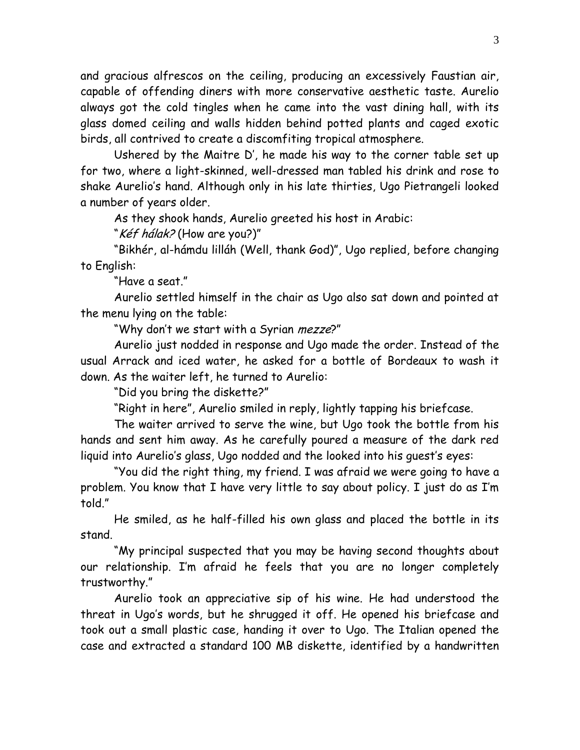and gracious alfrescos on the ceiling, producing an excessively Faustian air, capable of offending diners with more conservative aesthetic taste. Aurelio always got the cold tingles when he came into the vast dining hall, with its glass domed ceiling and walls hidden behind potted plants and caged exotic birds, all contrived to create a discomfiting tropical atmosphere.

Ushered by the Maitre D', he made his way to the corner table set up for two, where a light-skinned, well-dressed man tabled his drink and rose to shake Aurelio's hand. Although only in his late thirties, Ugo Pietrangeli looked a number of years older.

As they shook hands, Aurelio greeted his host in Arabic:

"*Kéf hálak?* (How are you?)"

"Bikhér, al-hámdu lilláh (Well, thank God)", Ugo replied, before changing to English:

"Have a seat."

Aurelio settled himself in the chair as Ugo also sat down and pointed at the menu lying on the table:

"Why don't we start with a Syrian *mezze*?"

Aurelio just nodded in response and Ugo made the order. Instead of the usual Arrack and iced water, he asked for a bottle of Bordeaux to wash it down. As the waiter left, he turned to Aurelio:

"Did you bring the diskette?"

"Right in here", Aurelio smiled in reply, lightly tapping his briefcase.

The waiter arrived to serve the wine, but Ugo took the bottle from his hands and sent him away. As he carefully poured a measure of the dark red liquid into Aurelio's glass, Ugo nodded and the looked into his guest's eyes:

"You did the right thing, my friend. I was afraid we were going to have a problem. You know that I have very little to say about policy. I just do as I'm told."

He smiled, as he half-filled his own glass and placed the bottle in its stand.

"My principal suspected that you may be having second thoughts about our relationship. I'm afraid he feels that you are no longer completely trustworthy."

Aurelio took an appreciative sip of his wine. He had understood the threat in Ugo's words, but he shrugged it off. He opened his briefcase and took out a small plastic case, handing it over to Ugo. The Italian opened the case and extracted a standard 100 MB diskette, identified by a handwritten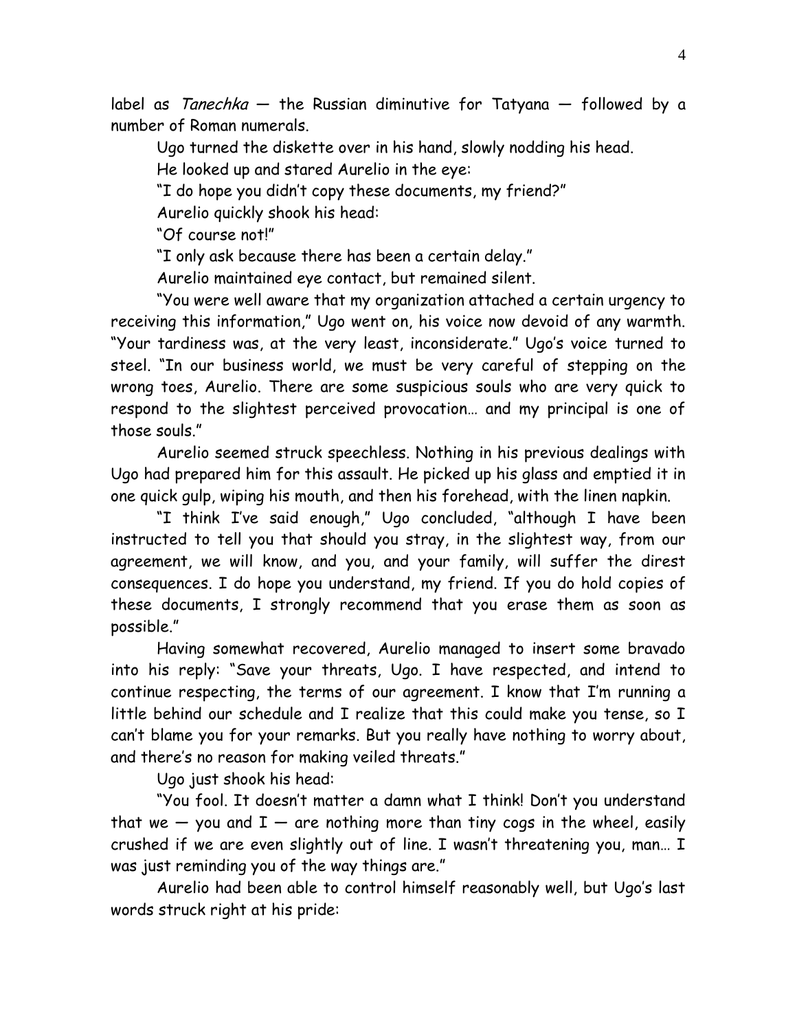label as *Tanechka* — the Russian diminutive for Tatyana — followed by a number of Roman numerals.

Ugo turned the diskette over in his hand, slowly nodding his head.

He looked up and stared Aurelio in the eye:

"I do hope you didn't copy these documents, my friend?"

Aurelio quickly shook his head:

"Of course not!"

"I only ask because there has been a certain delay."

Aurelio maintained eye contact, but remained silent.

"You were well aware that my organization attached a certain urgency to receiving this information," Ugo went on, his voice now devoid of any warmth. "Your tardiness was, at the very least, inconsiderate." Ugo's voice turned to steel. "In our business world, we must be very careful of stepping on the wrong toes, Aurelio. There are some suspicious souls who are very quick to respond to the slightest perceived provocation… and my principal is one of those souls."

Aurelio seemed struck speechless. Nothing in his previous dealings with Ugo had prepared him for this assault. He picked up his glass and emptied it in one quick gulp, wiping his mouth, and then his forehead, with the linen napkin.

"I think I've said enough," Ugo concluded, "although I have been instructed to tell you that should you stray, in the slightest way, from our agreement, we will know, and you, and your family, will suffer the direst consequences. I do hope you understand, my friend. If you do hold copies of these documents, I strongly recommend that you erase them as soon as possible."

Having somewhat recovered, Aurelio managed to insert some bravado into his reply: "Save your threats, Ugo. I have respected, and intend to continue respecting, the terms of our agreement. I know that I'm running a little behind our schedule and I realize that this could make you tense, so I can't blame you for your remarks. But you really have nothing to worry about, and there's no reason for making veiled threats."

Ugo just shook his head:

"You fool. It doesn't matter a damn what I think! Don't you understand that we — you and I — are nothing more than tiny cogs in the wheel, easily crushed if we are even slightly out of line. I wasn't threatening you, man… I was just reminding you of the way things are."

Aurelio had been able to control himself reasonably well, but Ugo's last words struck right at his pride: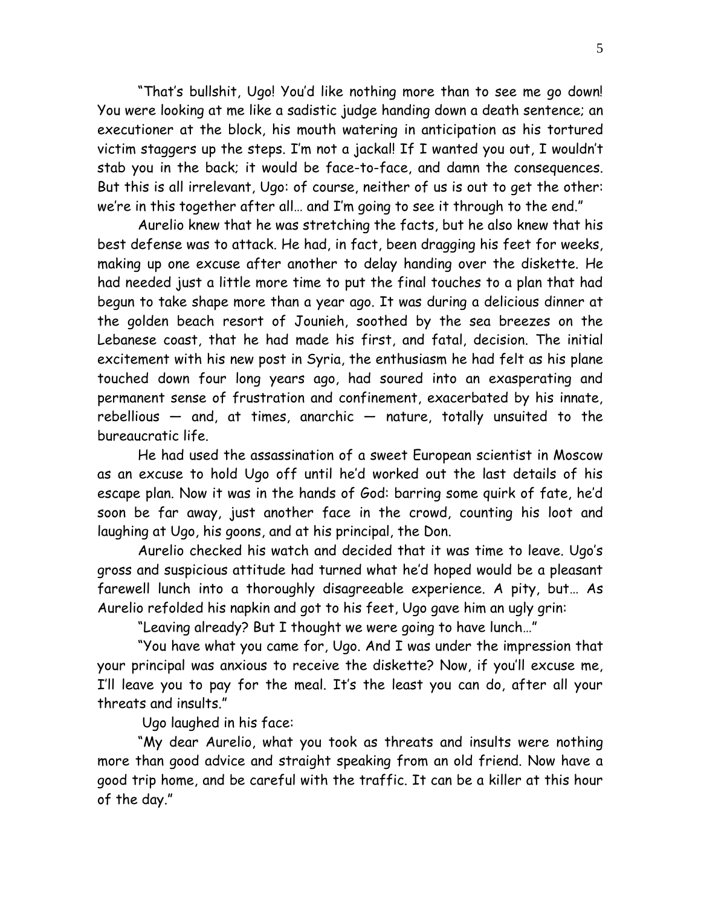"That's bullshit, Ugo! You'd like nothing more than to see me go down! You were looking at me like a sadistic judge handing down a death sentence; an executioner at the block, his mouth watering in anticipation as his tortured victim staggers up the steps. I'm not a jackal! If I wanted you out, I wouldn't stab you in the back; it would be face-to-face, and damn the consequences. But this is all irrelevant, Ugo: of course, neither of us is out to get the other: we're in this together after all… and I'm going to see it through to the end."

Aurelio knew that he was stretching the facts, but he also knew that his best defense was to attack. He had, in fact, been dragging his feet for weeks, making up one excuse after another to delay handing over the diskette. He had needed just a little more time to put the final touches to a plan that had begun to take shape more than a year ago. It was during a delicious dinner at the golden beach resort of Jounieh, soothed by the sea breezes on the Lebanese coast, that he had made his first, and fatal, decision. The initial excitement with his new post in Syria, the enthusiasm he had felt as his plane touched down four long years ago, had soured into an exasperating and permanent sense of frustration and confinement, exacerbated by his innate, rebellious — and, at times, anarchic — nature, totally unsuited to the bureaucratic life.

He had used the assassination of a sweet European scientist in Moscow as an excuse to hold Ugo off until he'd worked out the last details of his escape plan. Now it was in the hands of God: barring some quirk of fate, he'd soon be far away, just another face in the crowd, counting his loot and laughing at Ugo, his goons, and at his principal, the Don.

Aurelio checked his watch and decided that it was time to leave. Ugo's gross and suspicious attitude had turned what he'd hoped would be a pleasant farewell lunch into a thoroughly disagreeable experience. A pity, but… As Aurelio refolded his napkin and got to his feet, Ugo gave him an ugly grin:

"Leaving already? But I thought we were going to have lunch…"

"You have what you came for, Ugo. And I was under the impression that your principal was anxious to receive the diskette? Now, if you'll excuse me, I'll leave you to pay for the meal. It's the least you can do, after all your threats and insults."

Ugo laughed in his face:

"My dear Aurelio, what you took as threats and insults were nothing more than good advice and straight speaking from an old friend. Now have a good trip home, and be careful with the traffic. It can be a killer at this hour of the day."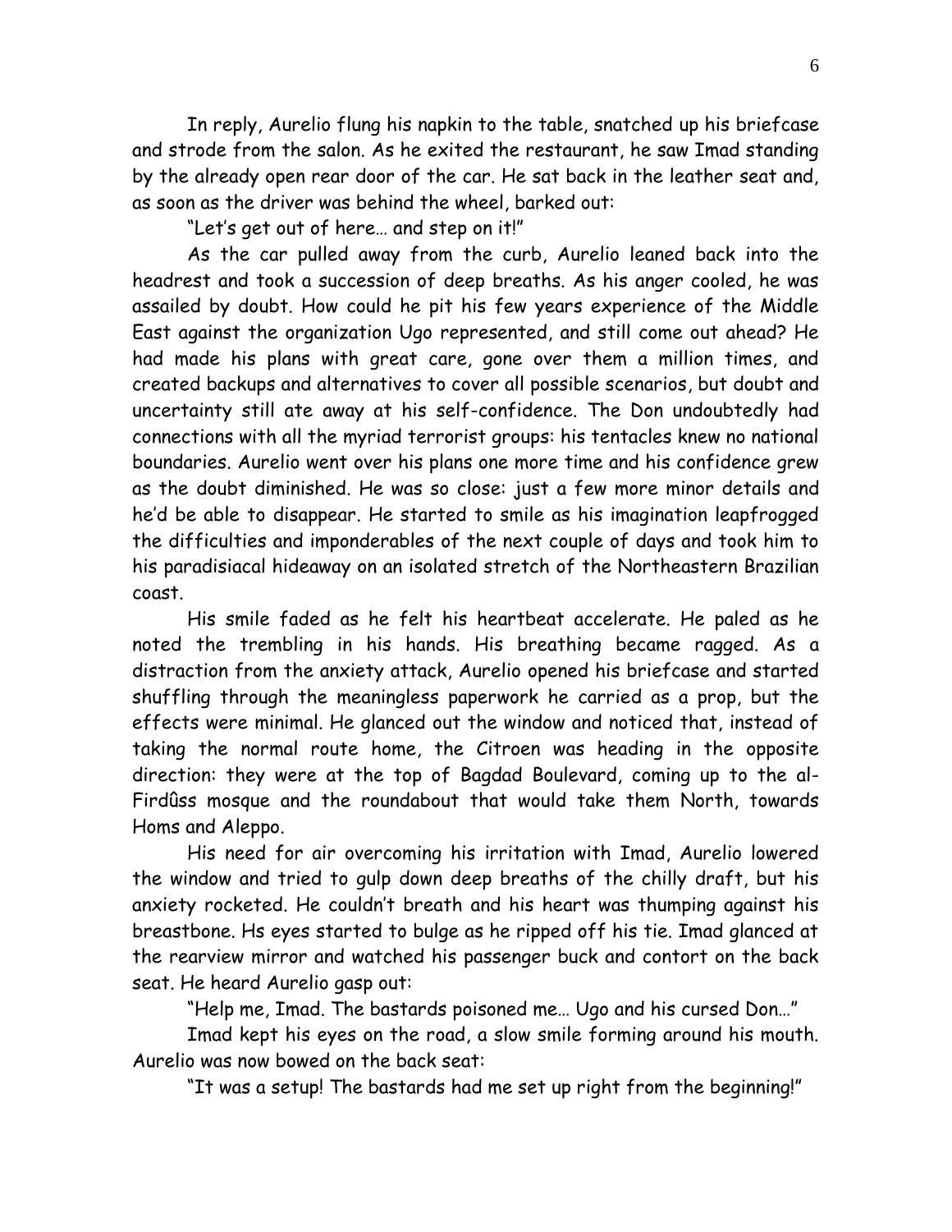In reply, Aurelio flung his napkin to the table, snatched up his briefcase and strode from the salon. As he exited the restaurant, he saw Imad standing by the already open rear door of the car. He sat back in the leather seat and, as soon as the driver was behind the wheel, barked out:

"Let's get out of here… and step on it!"

As the car pulled away from the curb, Aurelio leaned back into the headrest and took a succession of deep breaths. As his anger cooled, he was assailed by doubt. How could he pit his few years experience of the Middle East against the organization Ugo represented, and still come out ahead? He had made his plans with great care, gone over them a million times, and created backups and alternatives to cover all possible scenarios, but doubt and uncertainty still ate away at his self-confidence. The Don undoubtedly had connections with all the myriad terrorist groups: his tentacles knew no national boundaries. Aurelio went over his plans one more time and his confidence grew as the doubt diminished. He was so close: just a few more minor details and he'd be able to disappear. He started to smile as his imagination leapfrogged the difficulties and imponderables of the next couple of days and took him to his paradisiacal hideaway on an isolated stretch of the Northeastern Brazilian coast.

His smile faded as he felt his heartbeat accelerate. He paled as he noted the trembling in his hands. His breathing became ragged. As a distraction from the anxiety attack, Aurelio opened his briefcase and started shuffling through the meaningless paperwork he carried as a prop, but the effects were minimal. He glanced out the window and noticed that, instead of taking the normal route home, the Citroen was heading in the opposite direction: they were at the top of Bagdad Boulevard, coming up to the al-Firdûss mosque and the roundabout that would take them North, towards Homs and Aleppo.

His need for air overcoming his irritation with Imad, Aurelio lowered the window and tried to gulp down deep breaths of the chilly draft, but his anxiety rocketed. He couldn't breath and his heart was thumping against his breastbone. Hs eyes started to bulge as he ripped off his tie. Imad glanced at the rearview mirror and watched his passenger buck and contort on the back seat. He heard Aurelio gasp out:

"Help me, Imad. The bastards poisoned me… Ugo and his cursed Don…"

Imad kept his eyes on the road, a slow smile forming around his mouth. Aurelio was now bowed on the back seat:

"It was a setup! The bastards had me set up right from the beginning!"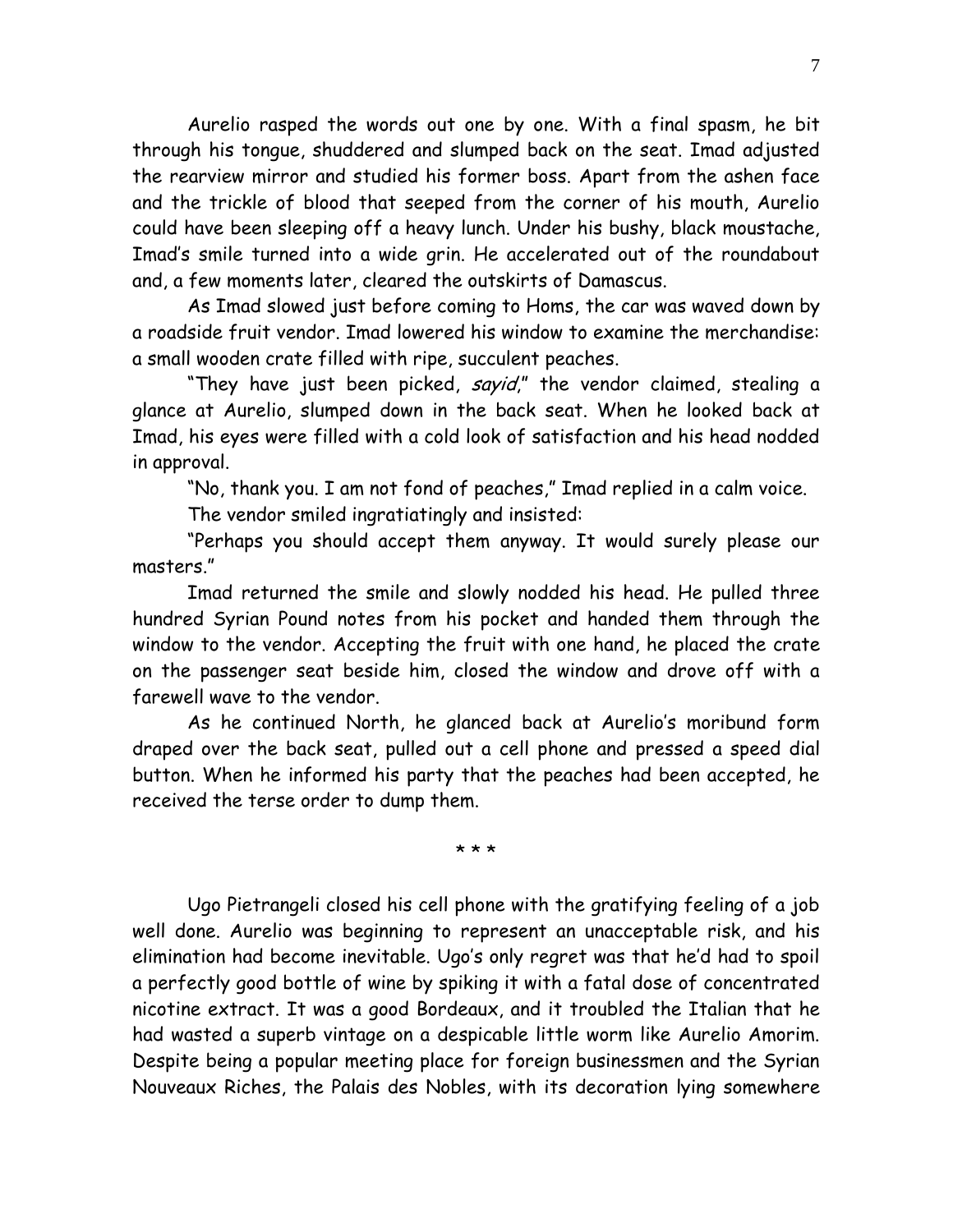Aurelio rasped the words out one by one. With a final spasm, he bit through his tongue, shuddered and slumped back on the seat. Imad adjusted the rearview mirror and studied his former boss. Apart from the ashen face and the trickle of blood that seeped from the corner of his mouth, Aurelio could have been sleeping off a heavy lunch. Under his bushy, black moustache, Imad's smile turned into a wide grin. He accelerated out of the roundabout and, a few moments later, cleared the outskirts of Damascus.

As Imad slowed just before coming to Homs, the car was waved down by a roadside fruit vendor. Imad lowered his window to examine the merchandise: a small wooden crate filled with ripe, succulent peaches.

"They have just been picked, *sayid*," the vendor claimed, stealing a glance at Aurelio, slumped down in the back seat. When he looked back at Imad, his eyes were filled with a cold look of satisfaction and his head nodded in approval.

"No, thank you. I am not fond of peaches," Imad replied in a calm voice.

The vendor smiled ingratiatingly and insisted:

"Perhaps you should accept them anyway. It would surely please our masters."

Imad returned the smile and slowly nodded his head. He pulled three hundred Syrian Pound notes from his pocket and handed them through the window to the vendor. Accepting the fruit with one hand, he placed the crate on the passenger seat beside him, closed the window and drove off with a farewell wave to the vendor.

As he continued North, he glanced back at Aurelio's moribund form draped over the back seat, pulled out a cell phone and pressed a speed dial button. When he informed his party that the peaches had been accepted, he received the terse order to dump them.

\* \* \*

Ugo Pietrangeli closed his cell phone with the gratifying feeling of a job well done. Aurelio was beginning to represent an unacceptable risk, and his elimination had become inevitable. Ugo's only regret was that he'd had to spoil a perfectly good bottle of wine by spiking it with a fatal dose of concentrated nicotine extract. It was a good Bordeaux, and it troubled the Italian that he had wasted a superb vintage on a despicable little worm like Aurelio Amorim. Despite being a popular meeting place for foreign businessmen and the Syrian Nouveaux Riches, the Palais des Nobles, with its decoration lying somewhere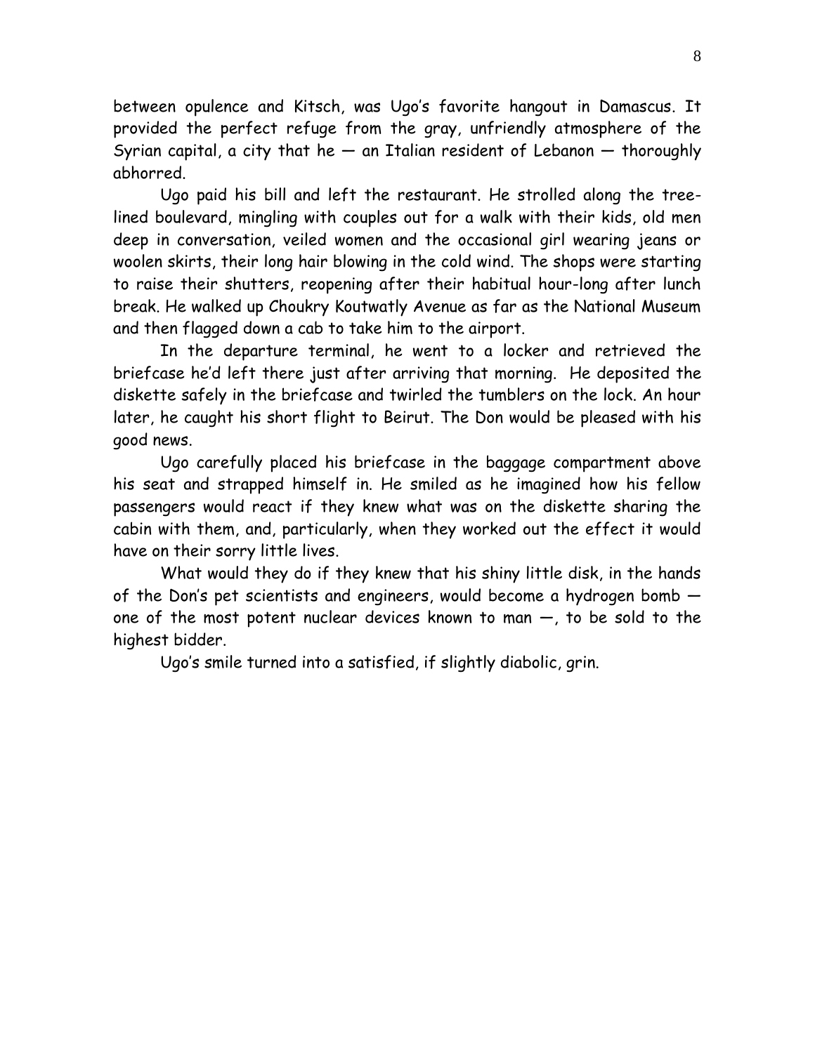between opulence and Kitsch, was Ugo's favorite hangout in Damascus. It provided the perfect refuge from the gray, unfriendly atmosphere of the Syrian capital, a city that he — an Italian resident of Lebanon — thoroughly abhorred.

Ugo paid his bill and left the restaurant. He strolled along the tree-lined boulevard, mingling with couples out for a walk with their kids, old men deep in conversation, veiled women and the occasional girl wearing jeans or woolen skirts, their long hair blowing in the cold wind. The shops were starting to raise their shutters, reopening after their habitual hour-long after lunch break. He walked up Choukry Koutwatly Avenue as far as the National Museum and then flagged down a cab to take him to the airport.

In the departure terminal, he went to a locker and retrieved the briefcase he'd left there just after arriving that morning. He deposited the diskette safely in the briefcase and twirled the tumblers on the lock. An hour later, he caught his short flight to Beirut. The Don would be pleased with his good news.

Ugo carefully placed his briefcase in the baggage compartment above his seat and strapped himself in. He smiled as he imagined how his fellow passengers would react if they knew what was on the diskette sharing the cabin with them, and, particularly, when they worked out the effect it would have on their sorry little lives.

What would they do if they knew that his shiny little disk, in the hands of the Don's pet scientists and engineers, would become a hydrogen bomb — one of the most potent nuclear devices known to man —, to be sold to the highest bidder.

Ugo's smile turned into a satisfied, if slightly diabolic, grin.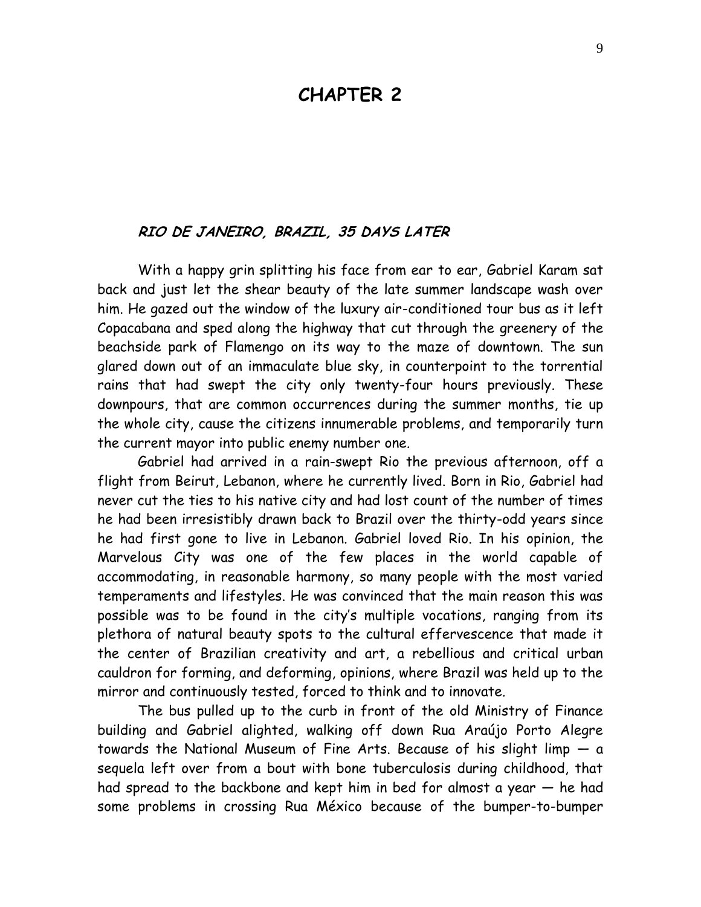# CHAPTER 2

***RIO DE JANEIRO, BRAZIL, 35 DAYS LATER***

With a happy grin splitting his face from ear to ear, Gabriel Karam sat back and just let the shear beauty of the late summer landscape wash over him. He gazed out the window of the luxury air-conditioned tour bus as it left Copacabana and sped along the highway that cut through the greenery of the beachside park of Flamengo on its way to the maze of downtown. The sun glared down out of an immaculate blue sky, in counterpoint to the torrential rains that had swept the city only twenty-four hours previously. These downpours, that are common occurrences during the summer months, tie up the whole city, cause the citizens innumerable problems, and temporarily turn the current mayor into public enemy number one.

Gabriel had arrived in a rain-swept Rio the previous afternoon, off a flight from Beirut, Lebanon, where he currently lived. Born in Rio, Gabriel had never cut the ties to his native city and had lost count of the number of times he had been irresistibly drawn back to Brazil over the thirty-odd years since he had first gone to live in Lebanon. Gabriel loved Rio. In his opinion, the Marvelous City was one of the few places in the world capable of accommodating, in reasonable harmony, so many people with the most varied temperaments and lifestyles. He was convinced that the main reason this was possible was to be found in the city's multiple vocations, ranging from its plethora of natural beauty spots to the cultural effervescence that made it the center of Brazilian creativity and art, a rebellious and critical urban cauldron for forming, and deforming, opinions, where Brazil was held up to the mirror and continuously tested, forced to think and to innovate.

The bus pulled up to the curb in front of the old Ministry of Finance building and Gabriel alighted, walking off down Rua Araújo Porto Alegre towards the National Museum of Fine Arts. Because of his slight limp — a sequela left over from a bout with bone tuberculosis during childhood, that had spread to the backbone and kept him in bed for almost a year — he had some problems in crossing Rua México because of the bumper-to-bumper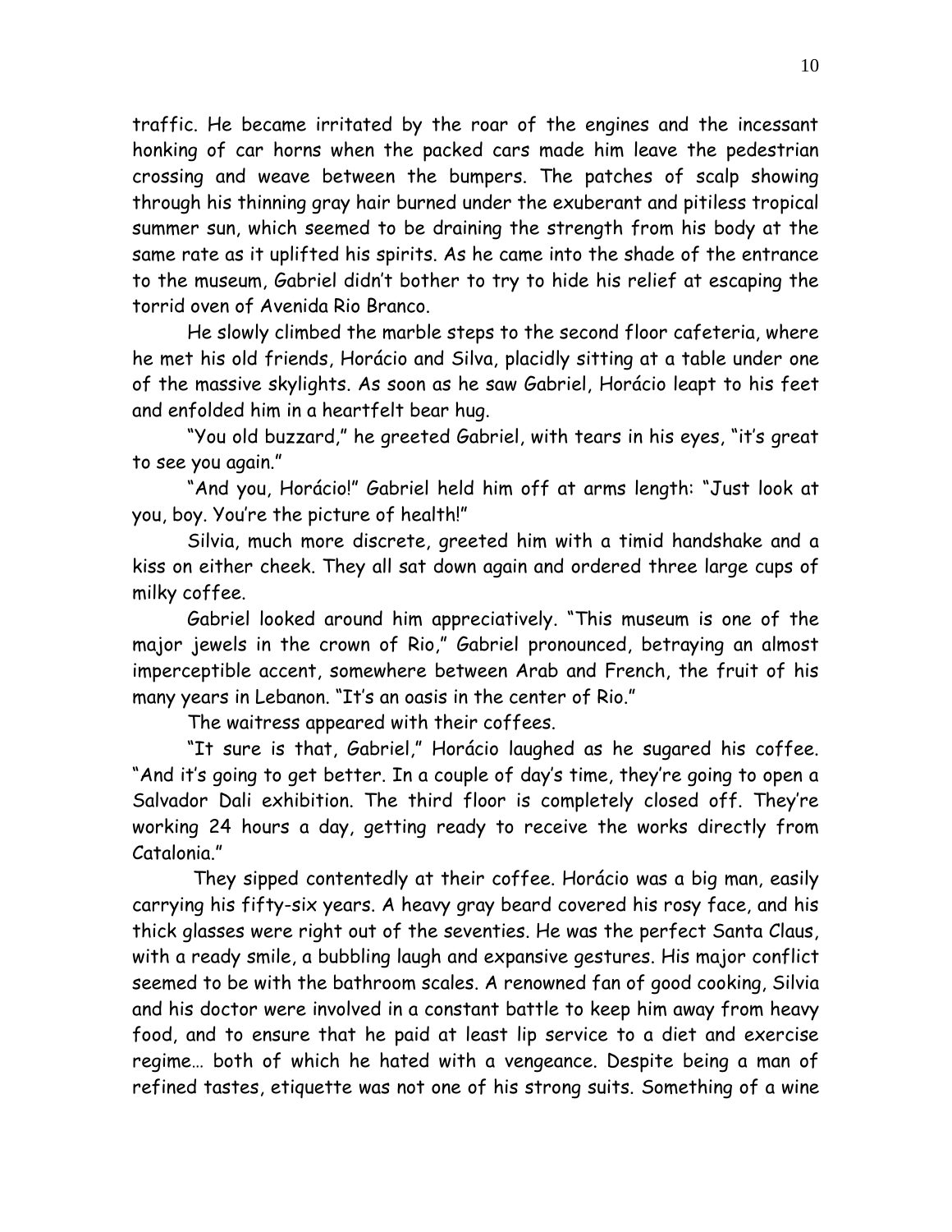traffic. He became irritated by the roar of the engines and the incessant honking of car horns when the packed cars made him leave the pedestrian crossing and weave between the bumpers. The patches of scalp showing through his thinning gray hair burned under the exuberant and pitiless tropical summer sun, which seemed to be draining the strength from his body at the same rate as it uplifted his spirits. As he came into the shade of the entrance to the museum, Gabriel didn't bother to try to hide his relief at escaping the torrid oven of Avenida Rio Branco.

He slowly climbed the marble steps to the second floor cafeteria, where he met his old friends, Horácio and Silva, placidly sitting at a table under one of the massive skylights. As soon as he saw Gabriel, Horácio leapt to his feet and enfolded him in a heartfelt bear hug.

"You old buzzard," he greeted Gabriel, with tears in his eyes, "it's great to see you again."

"And you, Horácio!" Gabriel held him off at arms length: "Just look at you, boy. You're the picture of health!"

Silvia, much more discrete, greeted him with a timid handshake and a kiss on either cheek. They all sat down again and ordered three large cups of milky coffee.

Gabriel looked around him appreciatively. "This museum is one of the major jewels in the crown of Rio," Gabriel pronounced, betraying an almost imperceptible accent, somewhere between Arab and French, the fruit of his many years in Lebanon. "It's an oasis in the center of Rio."

The waitress appeared with their coffees.

"It sure is that, Gabriel," Horácio laughed as he sugared his coffee. "And it's going to get better. In a couple of day's time, they're going to open a Salvador Dali exhibition. The third floor is completely closed off. They're working 24 hours a day, getting ready to receive the works directly from Catalonia."

They sipped contentedly at their coffee. Horácio was a big man, easily carrying his fifty-six years. A heavy gray beard covered his rosy face, and his thick glasses were right out of the seventies. He was the perfect Santa Claus, with a ready smile, a bubbling laugh and expansive gestures. His major conflict seemed to be with the bathroom scales. A renowned fan of good cooking, Silvia and his doctor were involved in a constant battle to keep him away from heavy food, and to ensure that he paid at least lip service to a diet and exercise regime… both of which he hated with a vengeance. Despite being a man of refined tastes, etiquette was not one of his strong suits. Something of a wine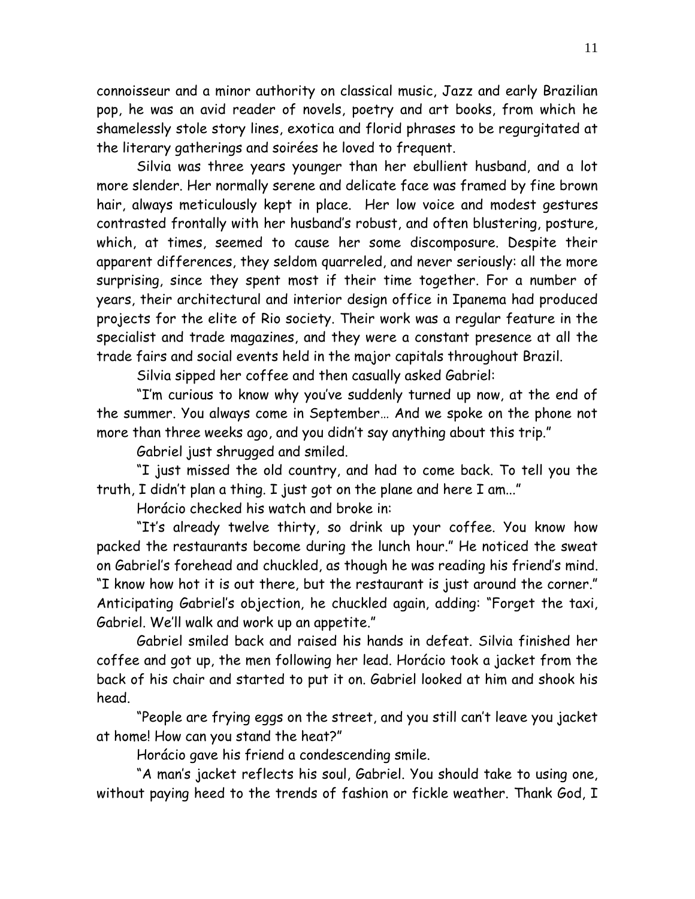connoisseur and a minor authority on classical music, Jazz and early Brazilian pop, he was an avid reader of novels, poetry and art books, from which he shamelessly stole story lines, exotica and florid phrases to be regurgitated at the literary gatherings and soirées he loved to frequent.

Silvia was three years younger than her ebullient husband, and a lot more slender. Her normally serene and delicate face was framed by fine brown hair, always meticulously kept in place. Her low voice and modest gestures contrasted frontally with her husband's robust, and often blustering, posture, which, at times, seemed to cause her some discomposure. Despite their apparent differences, they seldom quarreled, and never seriously: all the more surprising, since they spent most if their time together. For a number of years, their architectural and interior design office in Ipanema had produced projects for the elite of Rio society. Their work was a regular feature in the specialist and trade magazines, and they were a constant presence at all the trade fairs and social events held in the major capitals throughout Brazil.

Silvia sipped her coffee and then casually asked Gabriel:

"I'm curious to know why you've suddenly turned up now, at the end of the summer. You always come in September… And we spoke on the phone not more than three weeks ago, and you didn't say anything about this trip."

Gabriel just shrugged and smiled.

"I just missed the old country, and had to come back. To tell you the truth, I didn't plan a thing. I just got on the plane and here I am..."

Horácio checked his watch and broke in:

"It's already twelve thirty, so drink up your coffee. You know how packed the restaurants become during the lunch hour." He noticed the sweat on Gabriel's forehead and chuckled, as though he was reading his friend's mind. "I know how hot it is out there, but the restaurant is just around the corner." Anticipating Gabriel's objection, he chuckled again, adding: "Forget the taxi, Gabriel. We'll walk and work up an appetite."

Gabriel smiled back and raised his hands in defeat. Silvia finished her coffee and got up, the men following her lead. Horácio took a jacket from the back of his chair and started to put it on. Gabriel looked at him and shook his head.

"People are frying eggs on the street, and you still can't leave you jacket at home! How can you stand the heat?"

Horácio gave his friend a condescending smile.

"A man's jacket reflects his soul, Gabriel. You should take to using one, without paying heed to the trends of fashion or fickle weather. Thank God, I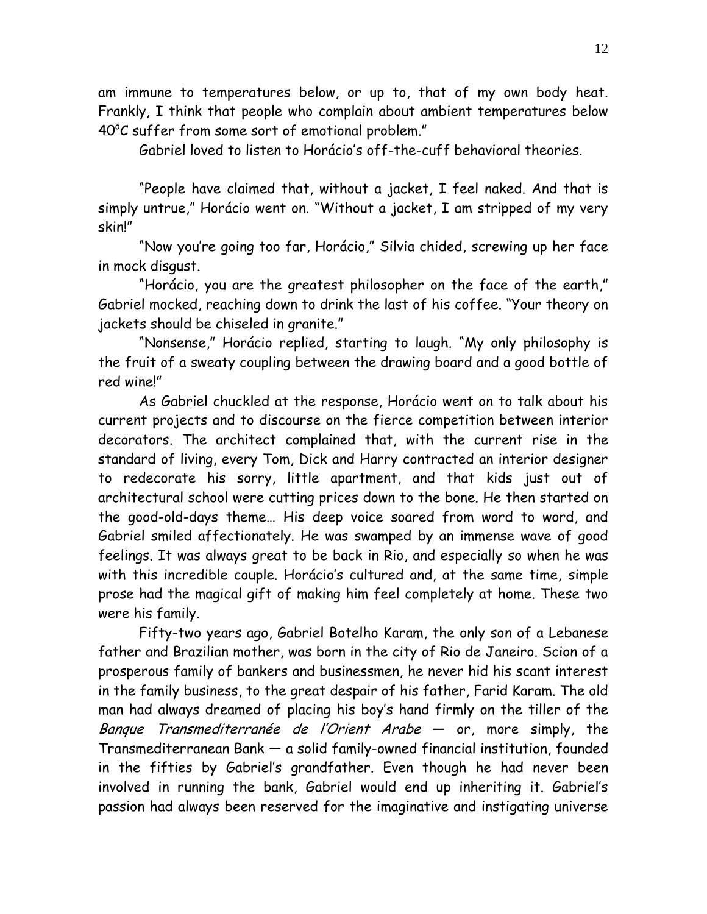am immune to temperatures below, or up to, that of my own body heat. Frankly, I think that people who complain about ambient temperatures below 40ºC suffer from some sort of emotional problem."

Gabriel loved to listen to Horácio's off-the-cuff behavioral theories.

"People have claimed that, without a jacket, I feel naked. And that is simply untrue," Horácio went on. "Without a jacket, I am stripped of my very skin!"

"Now you're going too far, Horácio," Silvia chided, screwing up her face in mock disgust.

"Horácio, you are the greatest philosopher on the face of the earth," Gabriel mocked, reaching down to drink the last of his coffee. "Your theory on jackets should be chiseled in granite."

"Nonsense," Horácio replied, starting to laugh. "My only philosophy is the fruit of a sweaty coupling between the drawing board and a good bottle of red wine!"

As Gabriel chuckled at the response, Horácio went on to talk about his current projects and to discourse on the fierce competition between interior decorators. The architect complained that, with the current rise in the standard of living, every Tom, Dick and Harry contracted an interior designer to redecorate his sorry, little apartment, and that kids just out of architectural school were cutting prices down to the bone. He then started on the good-old-days theme… His deep voice soared from word to word, and Gabriel smiled affectionately. He was swamped by an immense wave of good feelings. It was always great to be back in Rio, and especially so when he was with this incredible couple. Horácio's cultured and, at the same time, simple prose had the magical gift of making him feel completely at home. These two were his family.

Fifty-two years ago, Gabriel Botelho Karam, the only son of a Lebanese father and Brazilian mother, was born in the city of Rio de Janeiro. Scion of a prosperous family of bankers and businessmen, he never hid his scant interest in the family business, to the great despair of his father, Farid Karam. The old man had always dreamed of placing his boy's hand firmly on the tiller of the *Banque Transmediterranée de l'Orient Arabe* — or, more simply, the Transmediterranean Bank — a solid family-owned financial institution, founded in the fifties by Gabriel's grandfather. Even though he had never been involved in running the bank, Gabriel would end up inheriting it. Gabriel's passion had always been reserved for the imaginative and instigating universe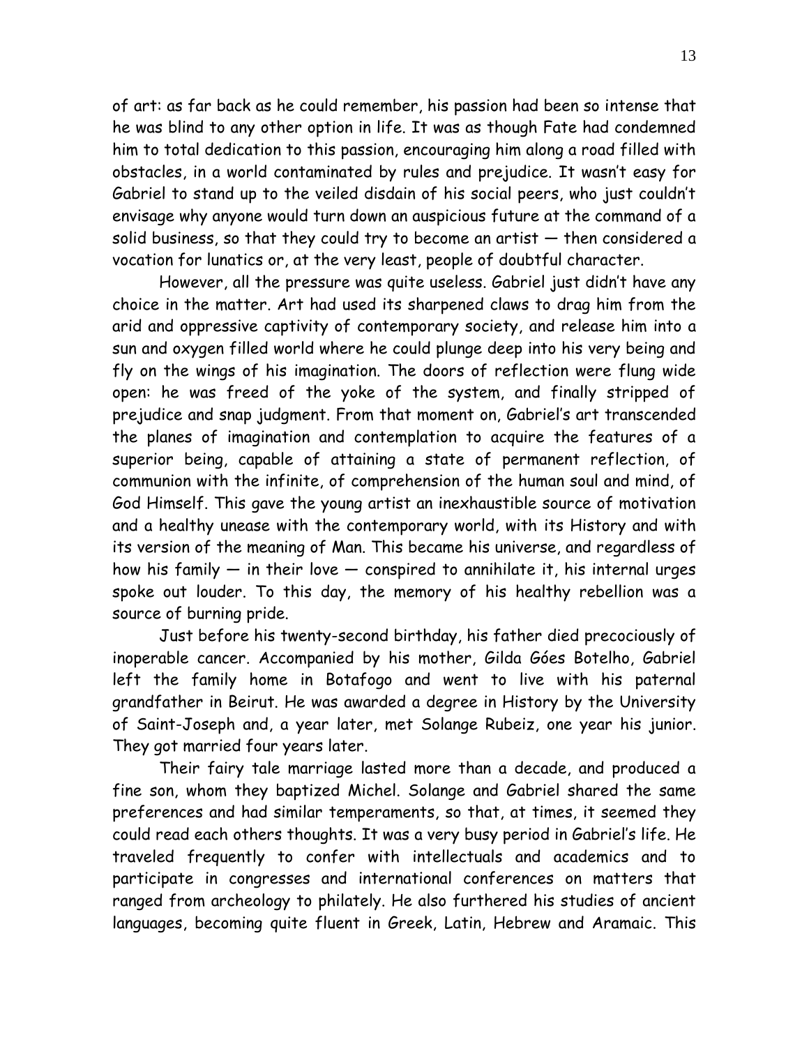of art: as far back as he could remember, his passion had been so intense that he was blind to any other option in life. It was as though Fate had condemned him to total dedication to this passion, encouraging him along a road filled with obstacles, in a world contaminated by rules and prejudice. It wasn't easy for Gabriel to stand up to the veiled disdain of his social peers, who just couldn't envisage why anyone would turn down an auspicious future at the command of a solid business, so that they could try to become an artist — then considered a vocation for lunatics or, at the very least, people of doubtful character.

However, all the pressure was quite useless. Gabriel just didn't have any choice in the matter. Art had used its sharpened claws to drag him from the arid and oppressive captivity of contemporary society, and release him into a sun and oxygen filled world where he could plunge deep into his very being and fly on the wings of his imagination. The doors of reflection were flung wide open: he was freed of the yoke of the system, and finally stripped of prejudice and snap judgment. From that moment on, Gabriel's art transcended the planes of imagination and contemplation to acquire the features of a superior being, capable of attaining a state of permanent reflection, of communion with the infinite, of comprehension of the human soul and mind, of God Himself. This gave the young artist an inexhaustible source of motivation and a healthy unease with the contemporary world, with its History and with its version of the meaning of Man. This became his universe, and regardless of how his family — in their love — conspired to annihilate it, his internal urges spoke out louder. To this day, the memory of his healthy rebellion was a source of burning pride.

Just before his twenty-second birthday, his father died precociously of inoperable cancer. Accompanied by his mother, Gilda Góes Botelho, Gabriel left the family home in Botafogo and went to live with his paternal grandfather in Beirut. He was awarded a degree in History by the University of Saint-Joseph and, a year later, met Solange Rubeiz, one year his junior. They got married four years later.

Their fairy tale marriage lasted more than a decade, and produced a fine son, whom they baptized Michel. Solange and Gabriel shared the same preferences and had similar temperaments, so that, at times, it seemed they could read each others thoughts. It was a very busy period in Gabriel's life. He traveled frequently to confer with intellectuals and academics and to participate in congresses and international conferences on matters that ranged from archeology to philately. He also furthered his studies of ancient languages, becoming quite fluent in Greek, Latin, Hebrew and Aramaic. This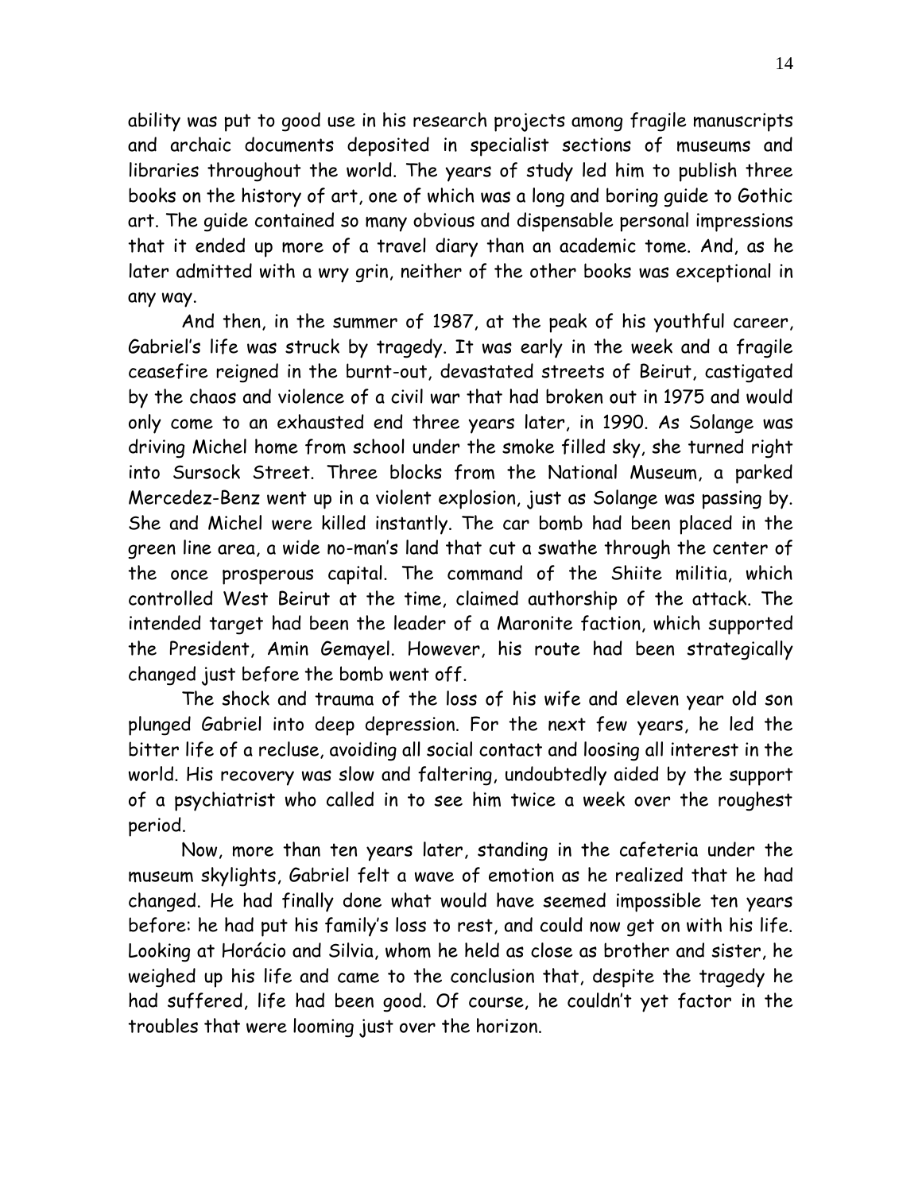ability was put to good use in his research projects among fragile manuscripts and archaic documents deposited in specialist sections of museums and libraries throughout the world. The years of study led him to publish three books on the history of art, one of which was a long and boring guide to Gothic art. The guide contained so many obvious and dispensable personal impressions that it ended up more of a travel diary than an academic tome. And, as he later admitted with a wry grin, neither of the other books was exceptional in any way.

And then, in the summer of 1987, at the peak of his youthful career, Gabriel's life was struck by tragedy. It was early in the week and a fragile ceasefire reigned in the burnt-out, devastated streets of Beirut, castigated by the chaos and violence of a civil war that had broken out in 1975 and would only come to an exhausted end three years later, in 1990. As Solange was driving Michel home from school under the smoke filled sky, she turned right into Sursock Street. Three blocks from the National Museum, a parked Mercedez-Benz went up in a violent explosion, just as Solange was passing by. She and Michel were killed instantly. The car bomb had been placed in the green line area, a wide no-man's land that cut a swathe through the center of the once prosperous capital. The command of the Shiite militia, which controlled West Beirut at the time, claimed authorship of the attack. The intended target had been the leader of a Maronite faction, which supported the President, Amin Gemayel. However, his route had been strategically changed just before the bomb went off.

The shock and trauma of the loss of his wife and eleven year old son plunged Gabriel into deep depression. For the next few years, he led the bitter life of a recluse, avoiding all social contact and loosing all interest in the world. His recovery was slow and faltering, undoubtedly aided by the support of a psychiatrist who called in to see him twice a week over the roughest period.

Now, more than ten years later, standing in the cafeteria under the museum skylights, Gabriel felt a wave of emotion as he realized that he had changed. He had finally done what would have seemed impossible ten years before: he had put his family's loss to rest, and could now get on with his life. Looking at Horácio and Silvia, whom he held as close as brother and sister, he weighed up his life and came to the conclusion that, despite the tragedy he had suffered, life had been good. Of course, he couldn't yet factor in the troubles that were looming just over the horizon.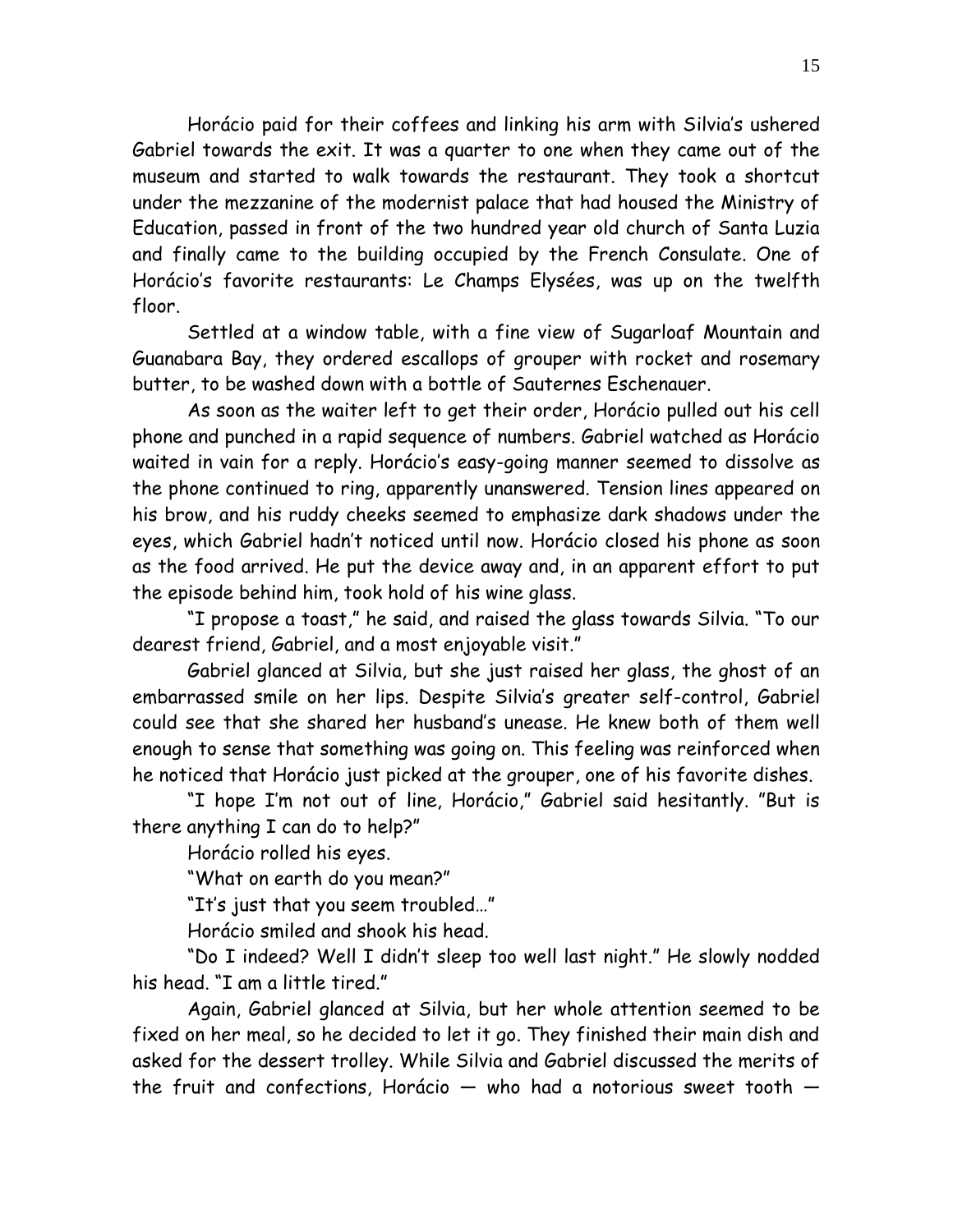Horácio paid for their coffees and linking his arm with Silvia's ushered Gabriel towards the exit. It was a quarter to one when they came out of the museum and started to walk towards the restaurant. They took a shortcut under the mezzanine of the modernist palace that had housed the Ministry of Education, passed in front of the two hundred year old church of Santa Luzia and finally came to the building occupied by the French Consulate. One of Horácio's favorite restaurants: Le Champs Elysées, was up on the twelfth floor.

Settled at a window table, with a fine view of Sugarloaf Mountain and Guanabara Bay, they ordered escallops of grouper with rocket and rosemary butter, to be washed down with a bottle of Sauternes Eschenauer.

As soon as the waiter left to get their order, Horácio pulled out his cell phone and punched in a rapid sequence of numbers. Gabriel watched as Horácio waited in vain for a reply. Horácio's easy-going manner seemed to dissolve as the phone continued to ring, apparently unanswered. Tension lines appeared on his brow, and his ruddy cheeks seemed to emphasize dark shadows under the eyes, which Gabriel hadn't noticed until now. Horácio closed his phone as soon as the food arrived. He put the device away and, in an apparent effort to put the episode behind him, took hold of his wine glass.

"I propose a toast," he said, and raised the glass towards Silvia. "To our dearest friend, Gabriel, and a most enjoyable visit."

Gabriel glanced at Silvia, but she just raised her glass, the ghost of an embarrassed smile on her lips. Despite Silvia's greater self-control, Gabriel could see that she shared her husband's unease. He knew both of them well enough to sense that something was going on. This feeling was reinforced when he noticed that Horácio just picked at the grouper, one of his favorite dishes.

"I hope I'm not out of line, Horácio," Gabriel said hesitantly. "But is there anything I can do to help?"

Horácio rolled his eyes.

"What on earth do you mean?"

"It's just that you seem troubled…"

Horácio smiled and shook his head.

"Do I indeed? Well I didn't sleep too well last night." He slowly nodded his head. "I am a little tired."

Again, Gabriel glanced at Silvia, but her whole attention seemed to be fixed on her meal, so he decided to let it go. They finished their main dish and asked for the dessert trolley. While Silvia and Gabriel discussed the merits of the fruit and confections, Horácio — who had a notorious sweet tooth —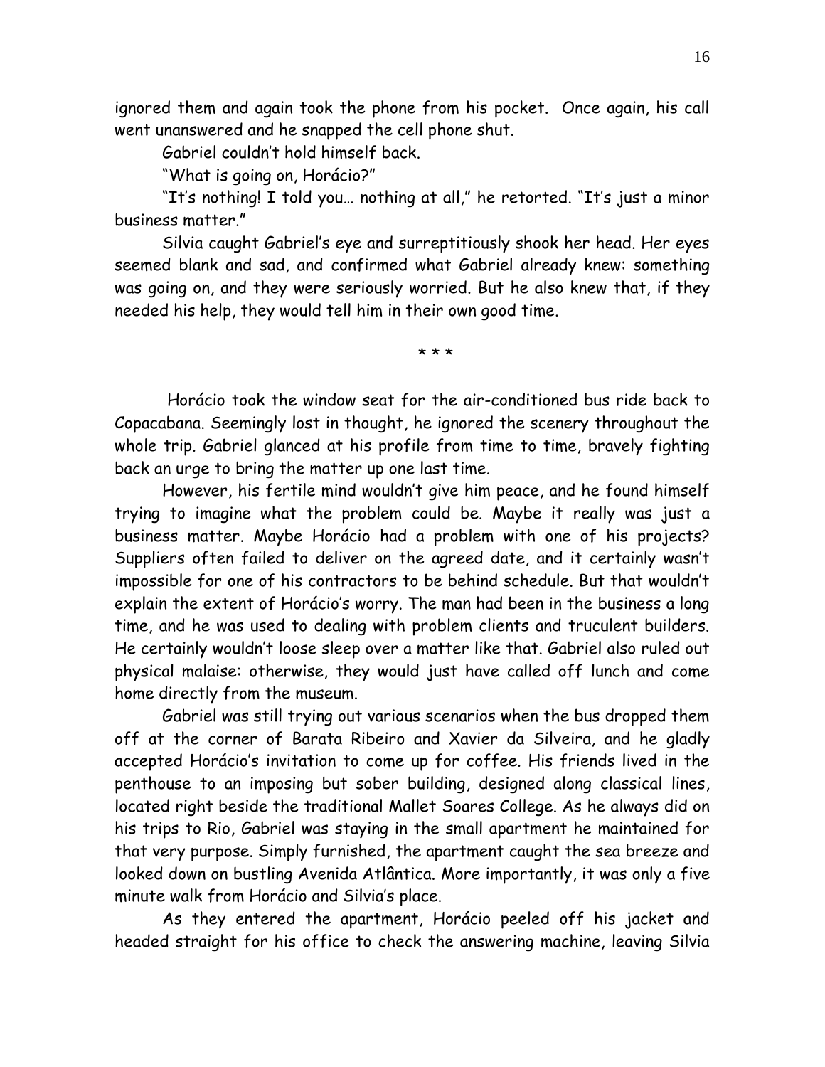ignored them and again took the phone from his pocket. Once again, his call went unanswered and he snapped the cell phone shut.

Gabriel couldn't hold himself back.

"What is going on, Horácio?"

"It's nothing! I told you… nothing at all," he retorted. "It's just a minor business matter."

Silvia caught Gabriel's eye and surreptitiously shook her head. Her eyes seemed blank and sad, and confirmed what Gabriel already knew: something was going on, and they were seriously worried. But he also knew that, if they needed his help, they would tell him in their own good time.

\* \* \*

Horácio took the window seat for the air-conditioned bus ride back to Copacabana. Seemingly lost in thought, he ignored the scenery throughout the whole trip. Gabriel glanced at his profile from time to time, bravely fighting back an urge to bring the matter up one last time.

However, his fertile mind wouldn't give him peace, and he found himself trying to imagine what the problem could be. Maybe it really was just a business matter. Maybe Horácio had a problem with one of his projects? Suppliers often failed to deliver on the agreed date, and it certainly wasn't impossible for one of his contractors to be behind schedule. But that wouldn't explain the extent of Horácio's worry. The man had been in the business a long time, and he was used to dealing with problem clients and truculent builders. He certainly wouldn't loose sleep over a matter like that. Gabriel also ruled out physical malaise: otherwise, they would just have called off lunch and come home directly from the museum.

Gabriel was still trying out various scenarios when the bus dropped them off at the corner of Barata Ribeiro and Xavier da Silveira, and he gladly accepted Horácio's invitation to come up for coffee. His friends lived in the penthouse to an imposing but sober building, designed along classical lines, located right beside the traditional Mallet Soares College. As he always did on his trips to Rio, Gabriel was staying in the small apartment he maintained for that very purpose. Simply furnished, the apartment caught the sea breeze and looked down on bustling Avenida Atlântica. More importantly, it was only a five minute walk from Horácio and Silvia's place.

As they entered the apartment, Horácio peeled off his jacket and headed straight for his office to check the answering machine, leaving Silvia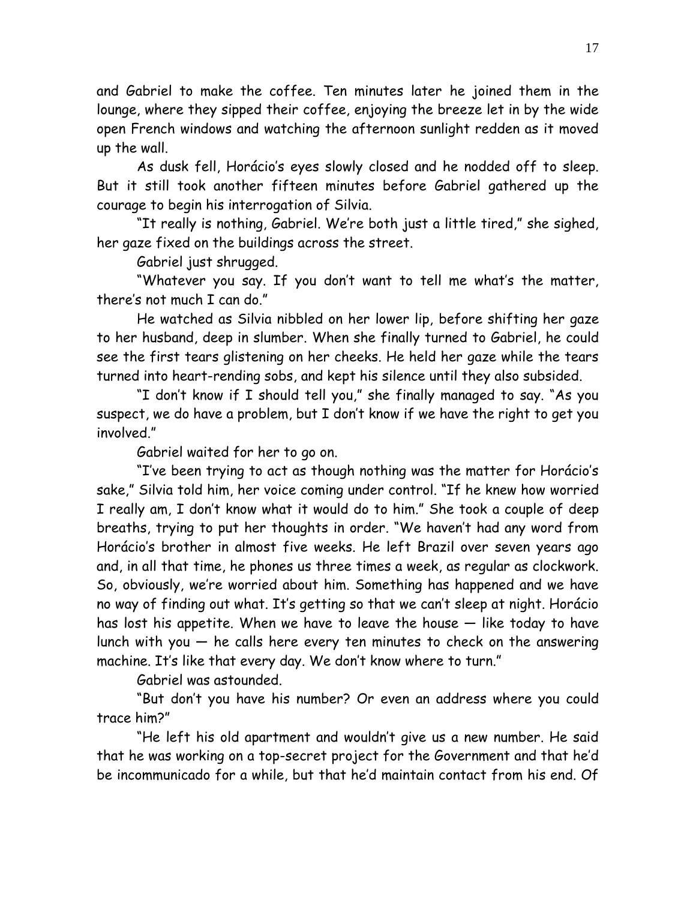and Gabriel to make the coffee. Ten minutes later he joined them in the lounge, where they sipped their coffee, enjoying the breeze let in by the wide open French windows and watching the afternoon sunlight redden as it moved up the wall.

As dusk fell, Horácio's eyes slowly closed and he nodded off to sleep. But it still took another fifteen minutes before Gabriel gathered up the courage to begin his interrogation of Silvia.

"It really is nothing, Gabriel. We're both just a little tired," she sighed, her gaze fixed on the buildings across the street.

Gabriel just shrugged.

"Whatever you say. If you don't want to tell me what's the matter, there's not much I can do."

He watched as Silvia nibbled on her lower lip, before shifting her gaze to her husband, deep in slumber. When she finally turned to Gabriel, he could see the first tears glistening on her cheeks. He held her gaze while the tears turned into heart-rending sobs, and kept his silence until they also subsided.

"I don't know if I should tell you," she finally managed to say. "As you suspect, we do have a problem, but I don't know if we have the right to get you involved."

Gabriel waited for her to go on.

"I've been trying to act as though nothing was the matter for Horácio's sake," Silvia told him, her voice coming under control. "If he knew how worried I really am, I don't know what it would do to him." She took a couple of deep breaths, trying to put her thoughts in order. "We haven't had any word from Horácio's brother in almost five weeks. He left Brazil over seven years ago and, in all that time, he phones us three times a week, as regular as clockwork. So, obviously, we're worried about him. Something has happened and we have no way of finding out what. It's getting so that we can't sleep at night. Horácio has lost his appetite. When we have to leave the house — like today to have lunch with you — he calls here every ten minutes to check on the answering machine. It's like that every day. We don't know where to turn."

Gabriel was astounded.

"But don't you have his number? Or even an address where you could trace him?"

"He left his old apartment and wouldn't give us a new number. He said that he was working on a top-secret project for the Government and that he'd be incommunicado for a while, but that he'd maintain contact from his end. Of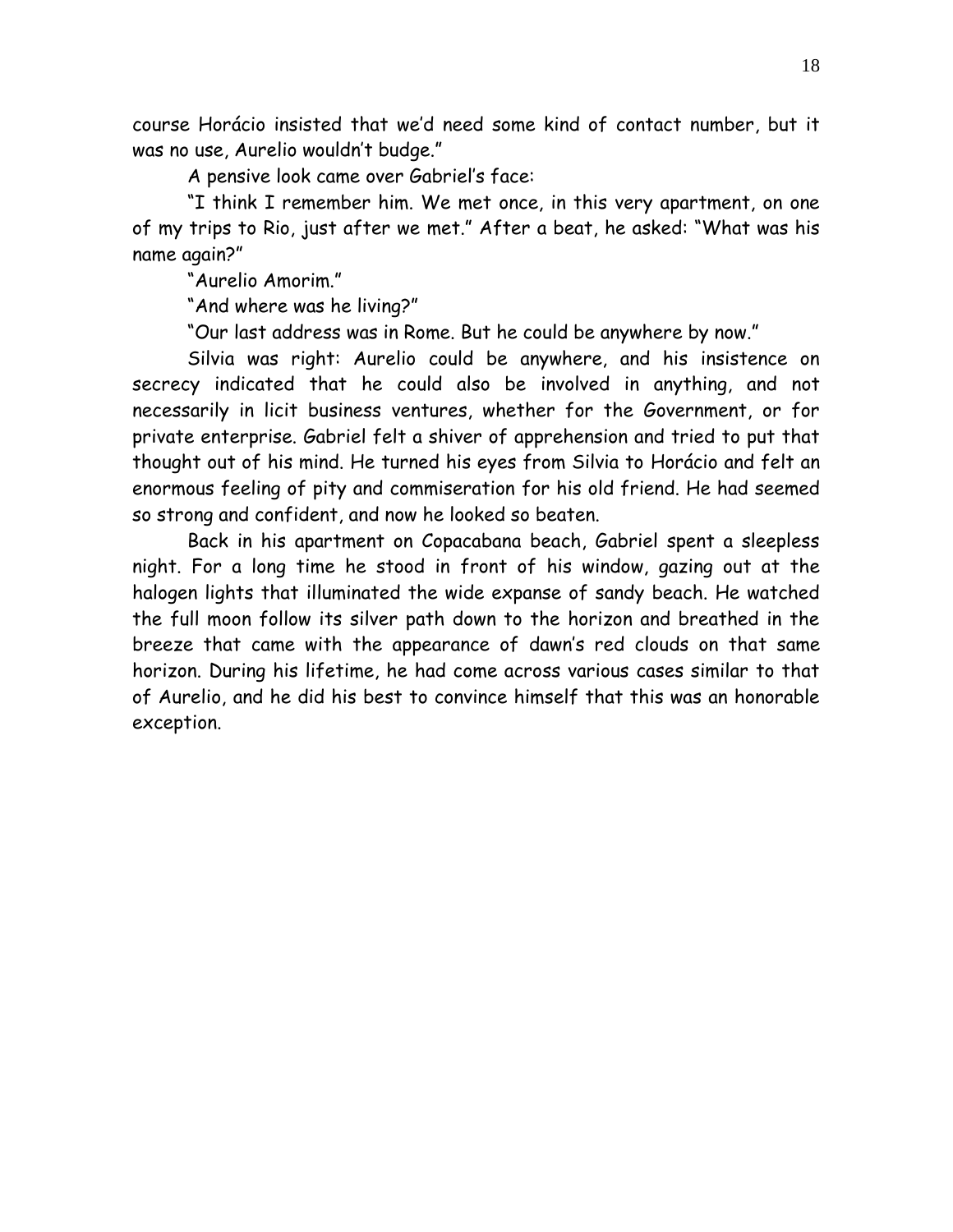course Horácio insisted that we'd need some kind of contact number, but it was no use, Aurelio wouldn't budge."

A pensive look came over Gabriel's face:

"I think I remember him. We met once, in this very apartment, on one of my trips to Rio, just after we met." After a beat, he asked: "What was his name again?"

"Aurelio Amorim."

"And where was he living?"

"Our last address was in Rome. But he could be anywhere by now."

Silvia was right: Aurelio could be anywhere, and his insistence on secrecy indicated that he could also be involved in anything, and not necessarily in licit business ventures, whether for the Government, or for private enterprise. Gabriel felt a shiver of apprehension and tried to put that thought out of his mind. He turned his eyes from Silvia to Horácio and felt an enormous feeling of pity and commiseration for his old friend. He had seemed so strong and confident, and now he looked so beaten.

Back in his apartment on Copacabana beach, Gabriel spent a sleepless night. For a long time he stood in front of his window, gazing out at the halogen lights that illuminated the wide expanse of sandy beach. He watched the full moon follow its silver path down to the horizon and breathed in the breeze that came with the appearance of dawn's red clouds on that same horizon. During his lifetime, he had come across various cases similar to that of Aurelio, and he did his best to convince himself that this was an honorable exception.